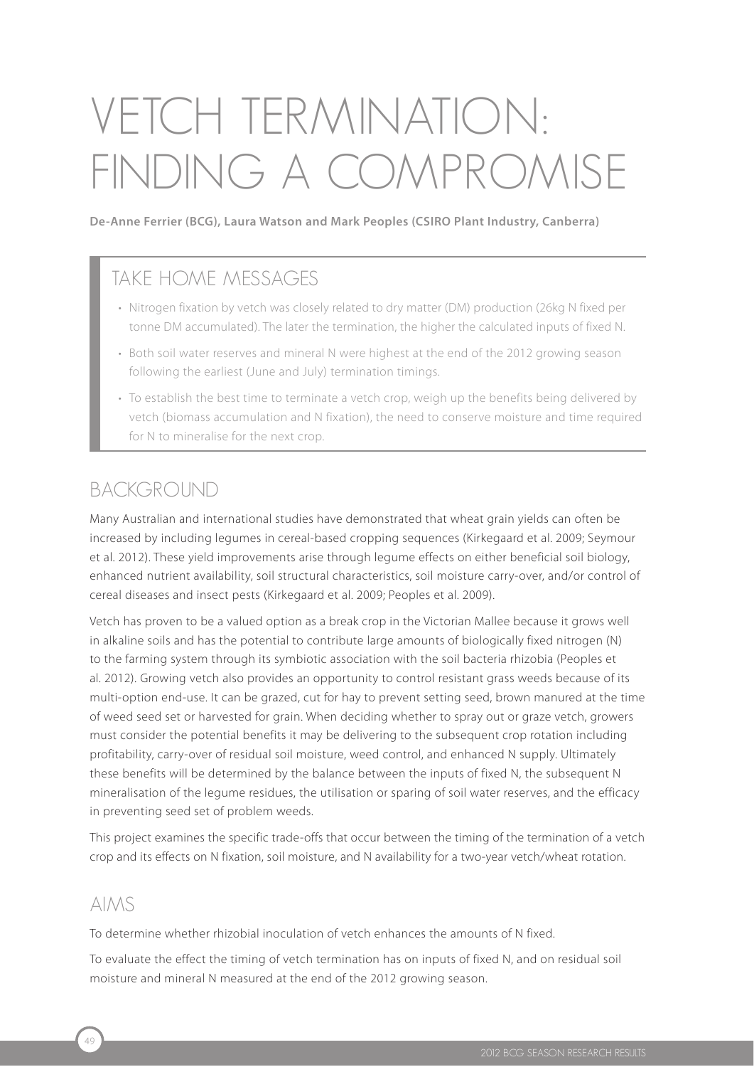# VETCH TERMINATION: FINDING A COMPROMISE

**De-Anne Ferrier (BCG), Laura Watson and Mark Peoples (CSIRO Plant Industry, Canberra)**

## TAKE HOME MESSAGES

- Nitrogen fixation by vetch was closely related to dry matter (DM) production (26kg N fixed per tonne DM accumulated). The later the termination, the higher the calculated inputs of fixed N.
- Both soil water reserves and mineral N were highest at the end of the 2012 growing season following the earliest (June and July) termination timings.
- To establish the best time to terminate a vetch crop, weigh up the benefits being delivered by vetch (biomass accumulation and N fixation), the need to conserve moisture and time required for N to mineralise for the next crop.

## BACKGROUND

Many Australian and international studies have demonstrated that wheat grain yields can often be increased by including legumes in cereal-based cropping sequences (Kirkegaard et al. 2009; Seymour et al. 2012). These yield improvements arise through legume effects on either beneficial soil biology, enhanced nutrient availability, soil structural characteristics, soil moisture carry-over, and/or control of cereal diseases and insect pests (Kirkegaard et al. 2009; Peoples et al. 2009).

Vetch has proven to be a valued option as a break crop in the Victorian Mallee because it grows well in alkaline soils and has the potential to contribute large amounts of biologically fixed nitrogen (N) to the farming system through its symbiotic association with the soil bacteria rhizobia (Peoples et al. 2012). Growing vetch also provides an opportunity to control resistant grass weeds because of its multi-option end-use. It can be grazed, cut for hay to prevent setting seed, brown manured at the time of weed seed set or harvested for grain. When deciding whether to spray out or graze vetch, growers must consider the potential benefits it may be delivering to the subsequent crop rotation including profitability, carry-over of residual soil moisture, weed control, and enhanced N supply. Ultimately these benefits will be determined by the balance between the inputs of fixed N, the subsequent N mineralisation of the legume residues, the utilisation or sparing of soil water reserves, and the efficacy in preventing seed set of problem weeds.

This project examines the specific trade-offs that occur between the timing of the termination of a vetch crop and its effects on N fixation, soil moisture, and N availability for a two-year vetch/wheat rotation.

## AIMS

To determine whether rhizobial inoculation of vetch enhances the amounts of N fixed.

To evaluate the effect the timing of vetch termination has on inputs of fixed N, and on residual soil moisture and mineral N measured at the end of the 2012 growing season.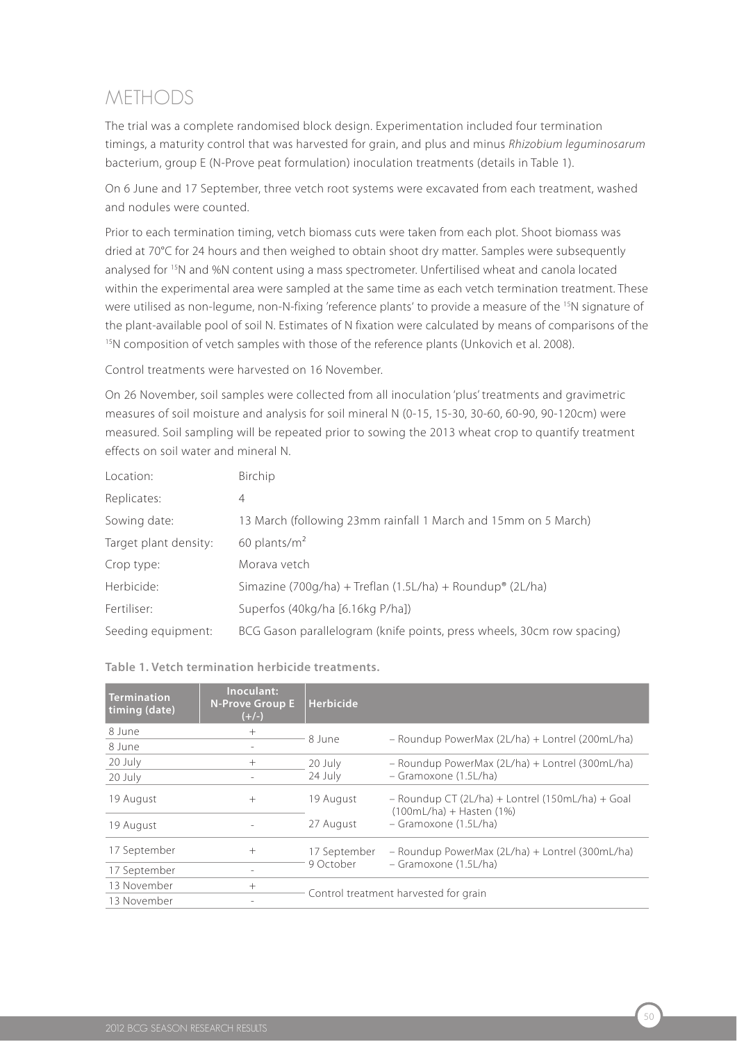## METHODS

The trial was a complete randomised block design. Experimentation included four termination timings, a maturity control that was harvested for grain, and plus and minus *Rhizobium leguminosarum* bacterium, group E (N-Prove peat formulation) inoculation treatments (details in Table 1).

On 6 June and 17 September, three vetch root systems were excavated from each treatment, washed and nodules were counted.

Prior to each termination timing, vetch biomass cuts were taken from each plot. Shoot biomass was dried at 70°C for 24 hours and then weighed to obtain shoot dry matter. Samples were subsequently analysed for $^{15}N$ and %N content using a mass spectrometer. Unfertilised wheat and canola located within the experimental area were sampled at the same time as each vetch termination treatment. These were utilised as non-legume, non-N-fixing 'reference plants' to provide a measure of the $^{15}N$ signature of the plant-available pool of soil N. Estimates of N fixation were calculated by means of comparisons of the $^{15}N$ composition of vetch samples with those of the reference plants (Unkovich et al. 2008).

Control treatments were harvested on 16 November.

On 26 November, soil samples were collected from all inoculation 'plus' treatments and gravimetric measures of soil moisture and analysis for soil mineral N (0-15, 15-30, 30-60, 60-90, 90-120cm) were measured. Soil sampling will be repeated prior to sowing the 2013 wheat crop to quantify treatment effects on soil water and mineral N.

| | |
|---|---|
| Location: | Birchip |
| Replicates: | 4 |
| Sowing date: | 13 March (following 23mm rainfall 1 March and 15mm on 5 March) |
| Target plant density: | 60 plants/m² |
| Crop type: | Morava vetch |
| Herbicide: | Simazine (700g/ha) + Treflan (1.5L/ha) + Roundup® (2L/ha) |
| Fertiliser: | Superfos (40kg/ha [6.16kg P/ha]) |
| Seeding equipment: | BCG Gason parallelogram (knife points, press wheels, 30cm row spacing) |

**Table 1. Vetch termination herbicide treatments.**

| Termination timing (date) | Inoculant: N-Prove Group E (+/-) | Herbicide | |
|---|---|---|---|
| 8 June | + | 8 June | – Roundup PowerMax (2L/ha) + Lontrel (200mL/ha) |
| 8 June | - | | |
| 20 July | + | 20 July | – Roundup PowerMax (2L/ha) + Lontrel (300mL/ha) |
| 20 July | - | 24 July | – Gramoxone (1.5L/ha) |
| 19 August | + | 19 August | – Roundup CT (2L/ha) + Lontrel (150mL/ha) + Goal (100mL/ha) + Hasten (1%) |
| 19 August | - | 27 August | – Gramoxone (1.5L/ha) |
| 17 September | + | 17 September | – Roundup PowerMax (2L/ha) + Lontrel (300mL/ha) |
| 17 September | - | 9 October | – Gramoxone (1.5L/ha) |
| 13 November | + | Control treatment harvested for grain | |
| 13 November | - | | |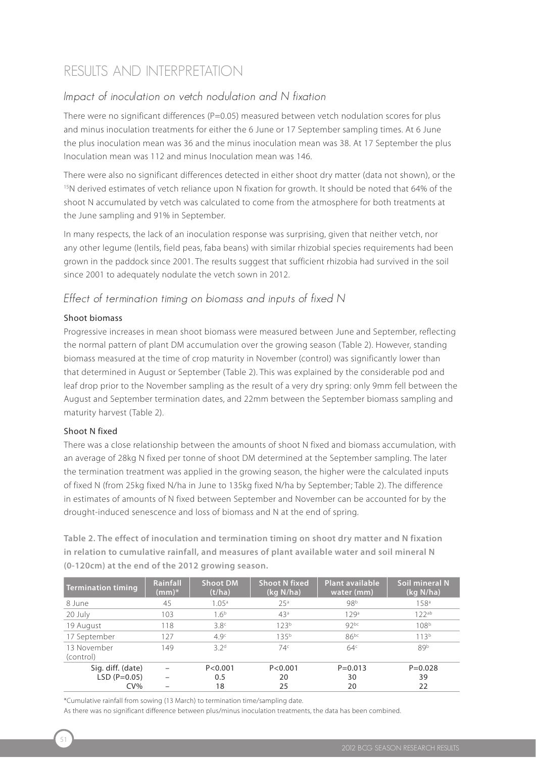# RESULTS AND INTERPRETATION

## *Impact of inoculation on vetch nodulation and N fixation*

There were no significant differences (P=0.05) measured between vetch nodulation scores for plus and minus inoculation treatments for either the 6 June or 17 September sampling times. At 6 June the plus inoculation mean was 36 and the minus inoculation mean was 38. At 17 September the plus Inoculation mean was 112 and minus Inoculation mean was 146.

There were also no significant differences detected in either shoot dry matter (data not shown), or the $^{15}N$ derived estimates of vetch reliance upon N fixation for growth. It should be noted that 64% of the shoot N accumulated by vetch was calculated to come from the atmosphere for both treatments at the June sampling and 91% in September.

In many respects, the lack of an inoculation response was surprising, given that neither vetch, nor any other legume (lentils, field peas, faba beans) with similar rhizobial species requirements had been grown in the paddock since 2001. The results suggest that sufficient rhizobia had survived in the soil since 2001 to adequately nodulate the vetch sown in 2012.

## *Effect of termination timing on biomass and inputs of fixed N*

### Shoot biomass

Progressive increases in mean shoot biomass were measured between June and September, reflecting the normal pattern of plant DM accumulation over the growing season (Table 2). However, standing biomass measured at the time of crop maturity in November (control) was significantly lower than that determined in August or September (Table 2). This was explained by the considerable pod and leaf drop prior to the November sampling as the result of a very dry spring: only 9mm fell between the August and September termination dates, and 22mm between the September biomass sampling and maturity harvest (Table 2).

### Shoot N fixed

There was a close relationship between the amounts of shoot N fixed and biomass accumulation, with an average of 28kg N fixed per tonne of shoot DM determined at the September sampling. The later the termination treatment was applied in the growing season, the higher were the calculated inputs of fixed N (from 25kg fixed N/ha in June to 135kg fixed N/ha by September; Table 2). The difference in estimates of amounts of N fixed between September and November can be accounted for by the drought-induced senescence and loss of biomass and N at the end of spring.

**Table 2. The effect of inoculation and termination timing on shoot dry matter and N fixation in relation to cumulative rainfall, and measures of plant available water and soil mineral N (0-120cm) at the end of the 2012 growing season.**

| Termination timing | Rainfall (mm)* | Shoot DM (t/ha) | Shoot N fixed (kg N/ha) | Plant available water (mm) | Soil mineral N (kg N/ha) |
|---|---|---|---|---|---|
| 8 June | 45 | 1.05[a] | 25[a] | 98[b] | 158[a] |
| 20 July | 103 | 1.6[b] | 43[a] | 129[a] | 122[ab] |
| 19 August | 118 | 3.8[c] | 123[b] | 92[bc] | 108[b] |
| 17 September | 127 | 4.9[c] | 135[b] | 86[bc] | 113[b] |
| 13 November (control) | 149 | 3.2[d] | 74[c] | 64[c] | 89[b] |
| Sig. diff. (date) | – | P<0.001 | P<0.001 | P=0.013 | P=0.028 |
| LSD (P=0.05) | – | 0.5 | 20 | 30 | 39 |
| CV% | – | 18 | 25 | 20 | 22 |

*Cumulative rainfall from sowing (13 March) to termination time/sampling date.

As there was no significant difference between plus/minus inoculation treatments, the data has been combined.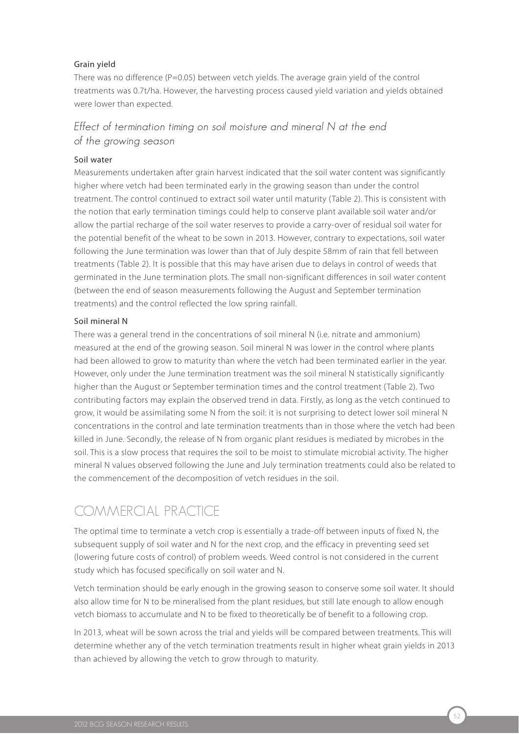#### Grain yield

There was no difference (P=0.05) between vetch yields. The average grain yield of the control treatments was 0.7t/ha. However, the harvesting process caused yield variation and yields obtained were lower than expected.

### *Effect of termination timing on soil moisture and mineral N at the end of the growing season*

#### Soil water

Measurements undertaken after grain harvest indicated that the soil water content was significantly higher where vetch had been terminated early in the growing season than under the control treatment. The control continued to extract soil water until maturity (Table 2). This is consistent with the notion that early termination timings could help to conserve plant available soil water and/or allow the partial recharge of the soil water reserves to provide a carry-over of residual soil water for the potential benefit of the wheat to be sown in 2013. However, contrary to expectations, soil water following the June termination was lower than that of July despite 58mm of rain that fell between treatments (Table 2). It is possible that this may have arisen due to delays in control of weeds that germinated in the June termination plots. The small non-significant differences in soil water content (between the end of season measurements following the August and September termination treatments) and the control reflected the low spring rainfall.

#### Soil mineral N

There was a general trend in the concentrations of soil mineral N (i.e. nitrate and ammonium) measured at the end of the growing season. Soil mineral N was lower in the control where plants had been allowed to grow to maturity than where the vetch had been terminated earlier in the year. However, only under the June termination treatment was the soil mineral N statistically significantly higher than the August or September termination times and the control treatment (Table 2). Two contributing factors may explain the observed trend in data. Firstly, as long as the vetch continued to grow, it would be assimilating some N from the soil: it is not surprising to detect lower soil mineral N concentrations in the control and late termination treatments than in those where the vetch had been killed in June. Secondly, the release of N from organic plant residues is mediated by microbes in the soil. This is a slow process that requires the soil to be moist to stimulate microbial activity. The higher mineral N values observed following the June and July termination treatments could also be related to the commencement of the decomposition of vetch residues in the soil.

## COMMERCIAL PRACTICE

The optimal time to terminate a vetch crop is essentially a trade-off between inputs of fixed N, the subsequent supply of soil water and N for the next crop, and the efficacy in preventing seed set (lowering future costs of control) of problem weeds. Weed control is not considered in the current study which has focused specifically on soil water and N.

Vetch termination should be early enough in the growing season to conserve some soil water. It should also allow time for N to be mineralised from the plant residues, but still late enough to allow enough vetch biomass to accumulate and N to be fixed to theoretically be of benefit to a following crop.

In 2013, wheat will be sown across the trial and yields will be compared between treatments. This will determine whether any of the vetch termination treatments result in higher wheat grain yields in 2013 than achieved by allowing the vetch to grow through to maturity.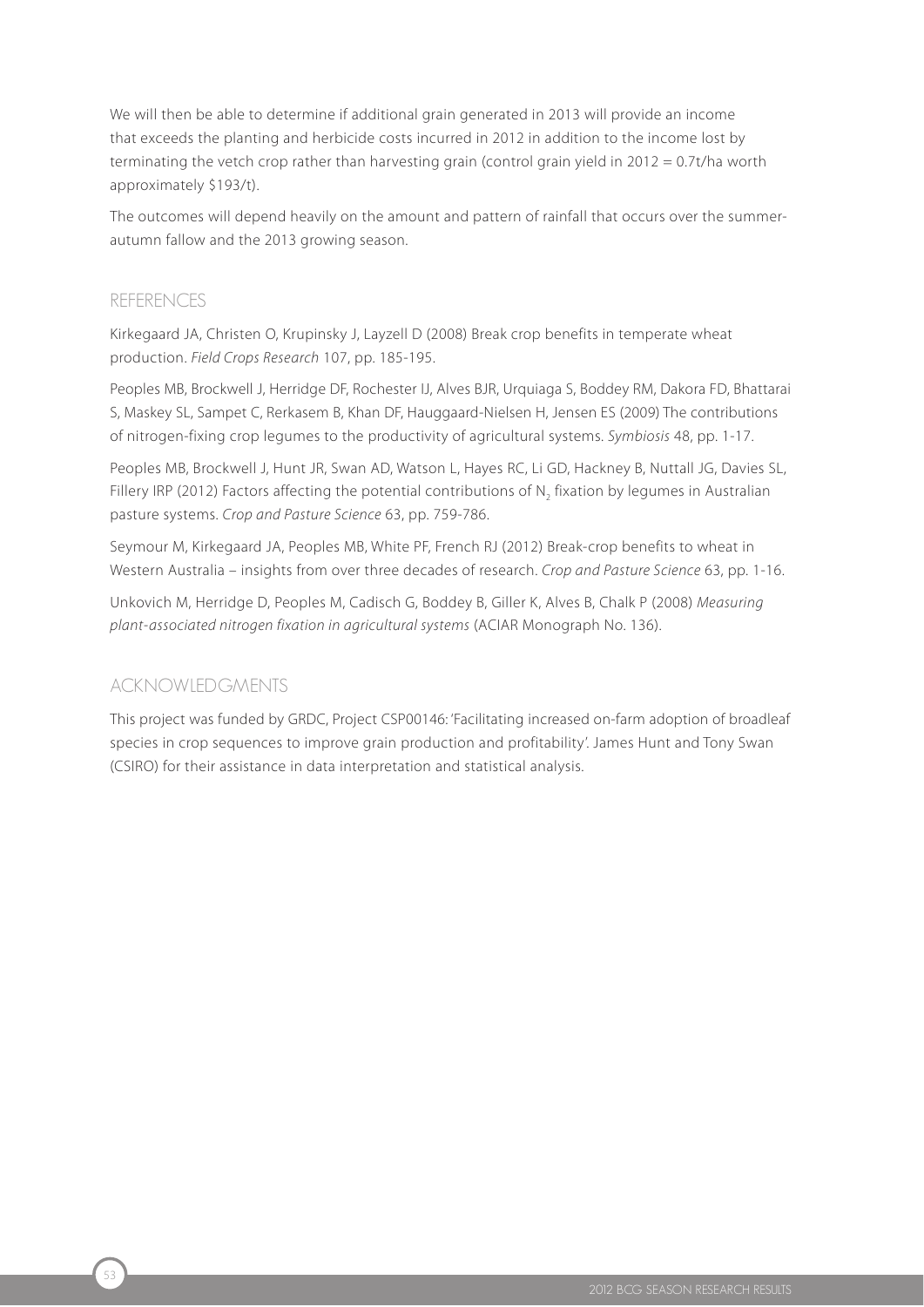We will then be able to determine if additional grain generated in 2013 will provide an income that exceeds the planting and herbicide costs incurred in 2012 in addition to the income lost by terminating the vetch crop rather than harvesting grain (control grain yield in 2012 = 0.7t/ha worth approximately $193/t).

The outcomes will depend heavily on the amount and pattern of rainfall that occurs over the summer-autumn fallow and the 2013 growing season.

## REFERENCES

Kirkegaard JA, Christen O, Krupinsky J, Layzell D (2008) Break crop benefits in temperate wheat production. *Field Crops Research* 107, pp. 185-195.

Peoples MB, Brockwell J, Herridge DF, Rochester IJ, Alves BJR, Urquiaga S, Boddey RM, Dakora FD, Bhattarai S, Maskey SL, Sampet C, Rerkasem B, Khan DF, Hauggaard-Nielsen H, Jensen ES (2009) The contributions of nitrogen-fixing crop legumes to the productivity of agricultural systems. *Symbiosis* 48, pp. 1-17.

Peoples MB, Brockwell J, Hunt JR, Swan AD, Watson L, Hayes RC, Li GD, Hackney B, Nuttall JG, Davies SL, Fillery IRP (2012) Factors affecting the potential contributions of $N_2$ fixation by legumes in Australian pasture systems. *Crop and Pasture Science* 63, pp. 759-786.

Seymour M, Kirkegaard JA, Peoples MB, White PF, French RJ (2012) Break-crop benefits to wheat in Western Australia – insights from over three decades of research. *Crop and Pasture Science* 63, pp. 1-16.

Unkovich M, Herridge D, Peoples M, Cadisch G, Boddey B, Giller K, Alves B, Chalk P (2008) *Measuring plant-associated nitrogen fixation in agricultural systems* (ACIAR Monograph No. 136).

## ACKNOWLEDGMENTS

This project was funded by GRDC, Project CSP00146: 'Facilitating increased on-farm adoption of broadleaf species in crop sequences to improve grain production and profitability'. James Hunt and Tony Swan (CSIRO) for their assistance in data interpretation and statistical analysis.